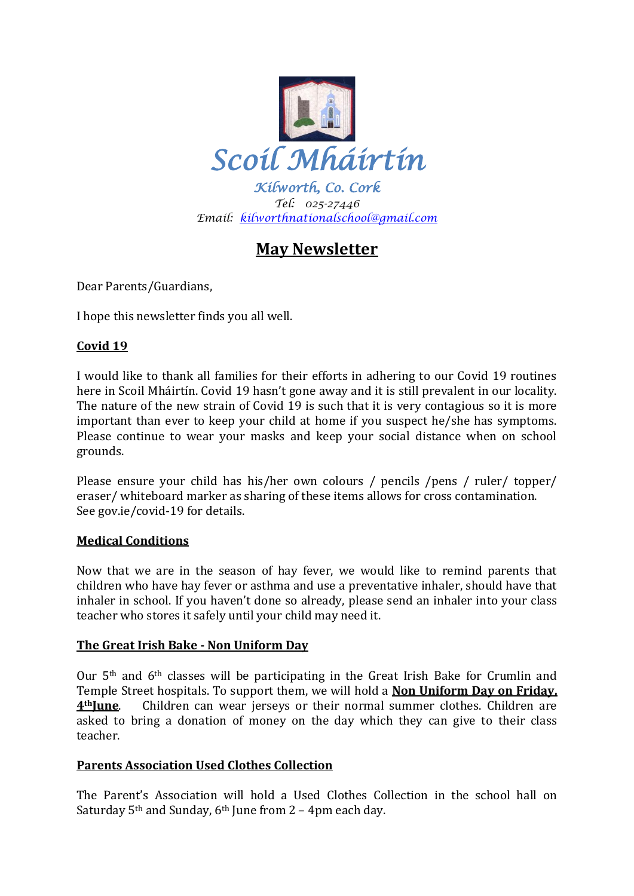# Scoil Mháirtín

*Kilworth, Co. Cork*
*Tel: 025-27446*
*Email: kilworthnationalschool@gmail.com*

## May Newsletter

Dear Parents/Guardians,

I hope this newsletter finds you all well.

**Covid 19**

I would like to thank all families for their efforts in adhering to our Covid 19 routines here in Scoil Mháirtín. Covid 19 hasn't gone away and it is still prevalent in our locality. The nature of the new strain of Covid 19 is such that it is very contagious so it is more important than ever to keep your child at home if you suspect he/she has symptoms. Please continue to wear your masks and keep your social distance when on school grounds.

Please ensure your child has his/her own colours / pencils /pens / ruler/ topper/ eraser/ whiteboard marker as sharing of these items allows for cross contamination. See gov.ie/covid-19 for details.

**Medical Conditions**

Now that we are in the season of hay fever, we would like to remind parents that children who have hay fever or asthma and use a preventative inhaler, should have that inhaler in school. If you haven't done so already, please send an inhaler into your class teacher who stores it safely until your child may need it.

**The Great Irish Bake - Non Uniform Day**

Our 5th and 6th classes will be participating in the Great Irish Bake for Crumlin and Temple Street hospitals. To support them, we will hold a **Non Uniform Day on Friday, 4th June**. Children can wear jerseys or their normal summer clothes. Children are asked to bring a donation of money on the day which they can give to their class teacher.

**Parents Association Used Clothes Collection**

The Parent's Association will hold a Used Clothes Collection in the school hall on Saturday 5th and Sunday, 6th June from 2 – 4pm each day.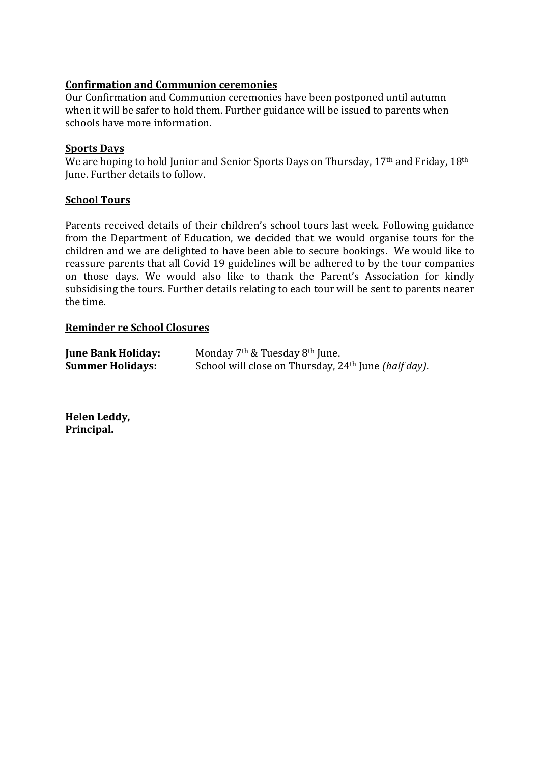**Confirmation and Communion ceremonies**

Our Confirmation and Communion ceremonies have been postponed until autumn when it will be safer to hold them. Further guidance will be issued to parents when schools have more information.

**Sports Days**

We are hoping to hold Junior and Senior Sports Days on Thursday, 17th and Friday, 18th June. Further details to follow.

**School Tours**

Parents received details of their children's school tours last week. Following guidance from the Department of Education, we decided that we would organise tours for the children and we are delighted to have been able to secure bookings. We would like to reassure parents that all Covid 19 guidelines will be adhered to by the tour companies on those days. We would also like to thank the Parent's Association for kindly subsidising the tours. Further details relating to each tour will be sent to parents nearer the time.

**Reminder re School Closures**

| | |
|---|---|
| **June Bank Holiday:** | Monday 7th & Tuesday 8th June. |
| **Summer Holidays:** | School will close on Thursday, 24th June *(half day)*. |

**Helen Leddy,**
**Principal.**